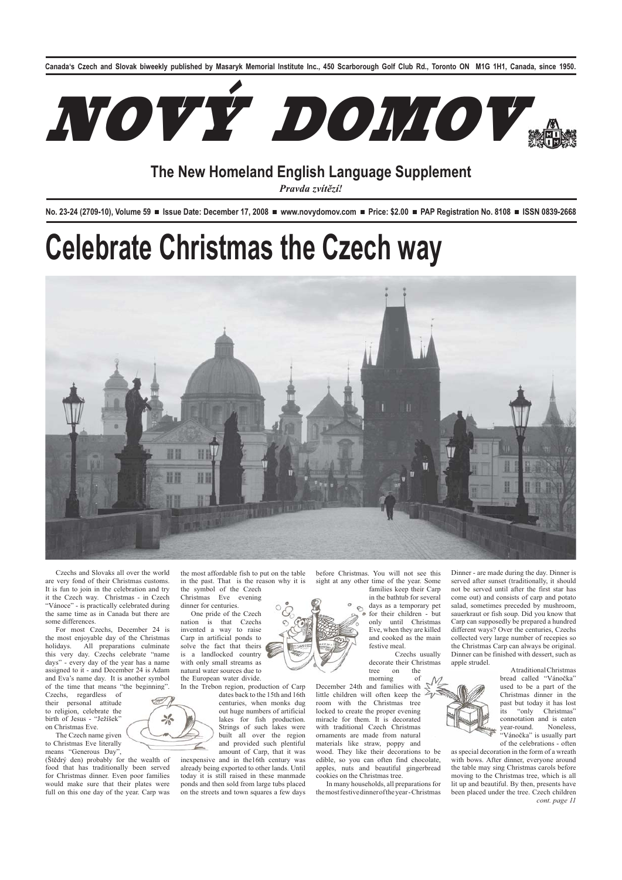Canada's Czech and Slovak biweekly published by Masaryk Memorial Institute Inc., 450 Scarborough Golf Club Rd., Toronto ON M1G 1H1, Canada, since 1950.

# NOVÝ DOMOV

## The New Homeland English Language Supplement

*Pravda zvítězí!*

**No. 23-24 (2709-10), Volume 59 ■ Issue Date: December 17, 2008 ■ www.novydomov.com ■ Price: $2.00 ■ PAP Registration No. 8108 ■ ISSN 0839-2668**

# Celebrate Christmas the Czech way

Czechs and Slovaks all over the world are very fond of their Christmas customs. It is fun to join in the celebration and try it the Czech way. Christmas - in Czech "Vánoce" - is practically celebrated during the same time as in Canada but there are some differences.

For most Czechs, December 24 is the most enjoyable day of the Christmas holidays. All preparations culminate this very day. Czechs celebrate "name days" - every day of the year has a name assigned to it - and December 24 is Adam and Eva's name day. It is another symbol of the time that means "the beginning". Czechs, regardless of their personal attitude to religion, celebrate the birth of Jesus - "Ježíšek" on Christmas Eve.

The Czech name given to Christmas Eve literally means "Generous Day", (Štědrý den) probably for the wealth of food that has traditionally been served for Christmas dinner. Even poor families would make sure that their plates were full on this one day of the year. Carp was the most affordable fish to put on the table in the past. That is the reason why it is the symbol of the Czech Christmas Eve evening dinner for centuries.

One pride of the Czech nation is that Czechs invented a way to raise Carp in artificial ponds to solve the fact that theirs is a landlocked country with only small streams as natural water sources due to the European water divide.

In the Trebon region, production of Carp dates back to the 15th and 16th centuries, when monks dug out huge numbers of artificial lakes for fish production. Strings of such lakes were built all over the region and provided such plentiful amount of Carp, that it was inexpensive and in the16th century was already being exported to other lands. Until today it is still raised in these manmade ponds and then sold from large tubs placed on the streets and town squares a few days before Christmas. You will not see this sight at any other time of the year. Some families keep their Carp in the bathtub for several days as a temporary pet for their children - but only until Christmas Eve, when they are killed and cooked as the main festive meal.

Czechs usually decorate their Christmas tree on the morning of December 24th and families with little children will often keep the room with the Christmas tree locked to create the proper evening miracle for them. It is decorated with traditional Czech Christmas ornaments are made from natural materials like straw, poppy and wood. They like their decorations to be edible, so you can often find chocolate, apples, nuts and beautiful gingerbread cookies on the Christmas tree.

In many households, all preparations for the most festive dinner of the year - Christmas Dinner - are made during the day. Dinner is served after sunset (traditionally, it should not be served until after the first star has come out) and consists of carp and potato salad, sometimes preceded by mushroom, sauerkraut or fish soup. Did you know that Carp can supposedly be prepared a hundred different ways? Over the centuries, Czechs collected very large number of recepies so the Christmas Carp can always be original. Dinner can be finished with dessert, such as apple strudel.

A traditional Christmas bread called "Vánočka" used to be a part of the Christmas dinner in the past but today it has lost its "only Christmas" connotation and is eaten year-round. Noneless, "Vánočka" is usually part of the celebrations - often as special decoration in the form of a wreath with bows. After dinner, everyone around the table may sing Christmas carols before moving to the Christmas tree, which is all lit up and beautiful. By then, presents have been placed under the tree. Czech children

*cont. page 11*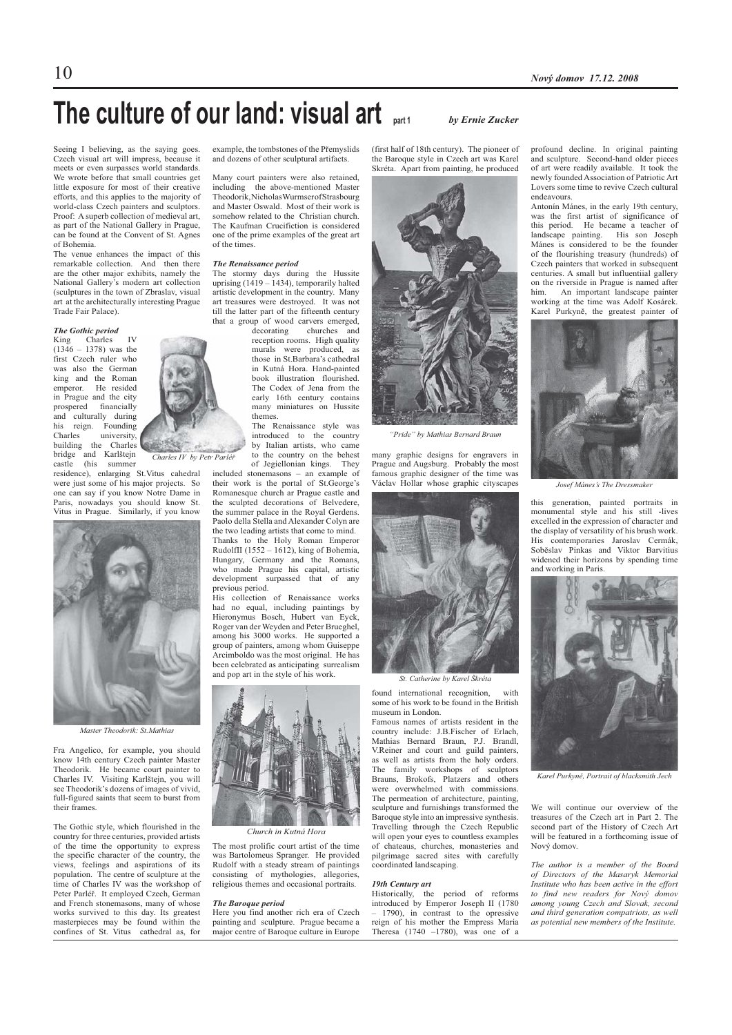# The culture of our land: visual art part 1

*by Ernie Zucker*

Seeing I believing, as the saying goes. Czech visual art will impress, because it meets or even surpasses world standards. We wrote before that small countries get little exposure for most of their creative efforts, and this applies to the majority of world-class Czech painters and sculptors. Proof: A superb collection of medieval art, as part of the National Gallery in Prague, can be found at the Convent of St. Agnes of Bohemia.

The venue enhances the impact of this remarkable collection. And then there are the other major exhibits, namely the National Gallery's modern art collection (sculptures in the town of Zbraslav, visual art at the architecturally interesting Prague Trade Fair Palace).

***The Gothic period***

King Charles IV (1346 – 1378) was the first Czech ruler who was also the German king and the Roman emperor. He resided in Prague and the city prospered financially and culturally during his reign. Founding Charles university, building the Charles bridge and Karlštejn castle (his summer residence), enlarging St.Vitus cahedral were just some of his major projects. So one can say if you know Notre Dame in Paris, nowadays you should know St. Vitus in Prague. Similarly, if you know Fra Angelico, for example, you should know 14th century Czech painter Master Theodorik. He became court painter to Charles IV. Visiting Karlštejn, you will see Theodorik's dozens of images of vivid, full-figured saints that seem to burst from their frames.

*Charles IV by Petr Parléř*

*Master Theodorik: St.Mathias*

The Gothic style, which flourished in the country for three centuries, provided artists of the time the opportunity to express the specific character of the country, the views, feelings and aspirations of its population. The centre of sculpture at the time of Charles IV was the workshop of Peter Parléř. It employed Czech, German and French stonemasons, many of whose works survived to this day. Its greatest masterpieces may be found within the confines of St. Vitus cathedral as, for example, the tombstones of the Přemyslids and dozens of other sculptural artifacts.

Many court painters were also retained, including the above-mentioned Master Theodorik, Nicholas Wurmser of Strasbourg and Master Oswald. Most of their work is somehow related to the Christian church. The Kaufman Crucifiction is considered one of the prime examples of the great art of the times.

***The Renaissance period***

The stormy days during the Hussite uprising (1419 – 1434), temporarily halted artistic development in the country. Many art treasures were destroyed. It was not till the latter part of the fifteenth century that a group of wood carvers emerged, decorating churches and reception rooms. High quality murals were produced, as those in St.Barbara's cathedral in Kutná Hora. Hand-painted book illustration flourished. The Codex of Jena from the early 16th century contains many miniatures on Hussite themes.

The Renaissance style was introduced to the country by Italian artists, who came to the country on the behest of Jegiellonian kings. They included stonemasons – an example of their work is the portal of St.George's Romanesque church ar Prague castle and the sculpted decorations of Belvedere, the summer palace in the Royal Gerdens. Paolo della Stella and Alexander Colyn are the two leading artists that come to mind.

Thanks to the Holy Roman Emperor RudolfII (1552 – 1612), king of Bohemia, Hungary, Germany and the Romans, who made Prague his capital, artistic development surpassed that of any previous period.

His collection of Renaissance works had no equal, including paintings by Hieronymus Bosch, Hubert van Eyck, Roger van der Weyden and Peter Brueghel, among his 3000 works. He supported a group of painters, among whom Guiseppe Arcimboldo was the most original. He has been celebrated as anticipating surrealism and pop art in the style of his work.

*Church in Kutná Hora*

The most prolific court artist of the time was Bartolomeus Spranger. He provided Rudolf with a steady stream of paintings consisting of mythologies, allegories, religious themes and occasional portraits.

***The Baroque period***

Here you find another rich era of Czech painting and sculpture. Prague became a major centre of Baroque culture in Europe (first half of 18th century). The pioneer of the Baroque style in Czech art was Karel Skréta. Apart from painting, he produced many graphic designs for engravers in Prague and Augsburg. Probably the most famous graphic designer of the time was Václav Hollar whose graphic cityscapes found international recognition, with some of his work to be found in the British museum in London.

*"Pride" by Mathias Bernard Braun*

*St. Catherine by Karel Škréta*

Famous names of artists resident in the country include: J.B.Fischer of Erlach, Mathias Bernard Braun, P.J. Brandl, V.Reiner and court and guild painters, as well as artists from the holy orders. The family workshops of sculptors Brauns, Brokofs, Platzers and others were overwhelmed with commissions. The permeation of architecture, painting, sculpture and furnishings transformed the Baroque style into an impressive synthesis. Travelling through the Czech Republic will open your eyes to countless examples of chateaus, churches, monasteries and pilgrimage sacred sites with carefully coordinated landscaping.

***19th Century art***

Historically, the period of reforms introduced by Emperor Joseph II (1780 – 1790), in contrast to the opressive reign of his mother the Empress Maria Theresa (1740 –1780), was one of a profound decline. In original painting and sculpture. Second-hand older pieces of art were readily available. It took the newly founded Association of Patriotic Art Lovers some time to revive Czech cultural endeavours.

Antonín Mánes, in the early 19th century, was the first artist of significance of this period. He became a teacher of landscape painting. His son Joseph Mánes is considered to be the founder of the flourishing treasury (hundreds) of Czech painters that worked in subsequent centuries. A small but influentiial gallery on the riverside in Prague is named after him. An important landscape painter working at the time was Adolf Kosárek. Karel Purkyně, the greatest painter of this generation, painted portraits in monumental style and his still -lives excelled in the expression of character and the display of versatility of his brush work. His contemporaries Jaroslav Cermák, Soběslav Pinkas and Viktor Barvitius widened their horizons by spending time and working in Paris.

*Josef Mánes's The Dressmaker*

*Karel Purkyně, Portrait of blacksmith Jech*

We will continue our overview of the treasures of the Czech art in Part 2. The second part of the History of Czech Art will be featured in a forthcoming issue of Nový domov.

*The author is a member of the Board of Directors of the Masaryk Memorial Institute who has been active in the effort to find new readers for Nový domov among young Czech and Slovak, second and third generation compatriots, as well as potential new members of the Institute.*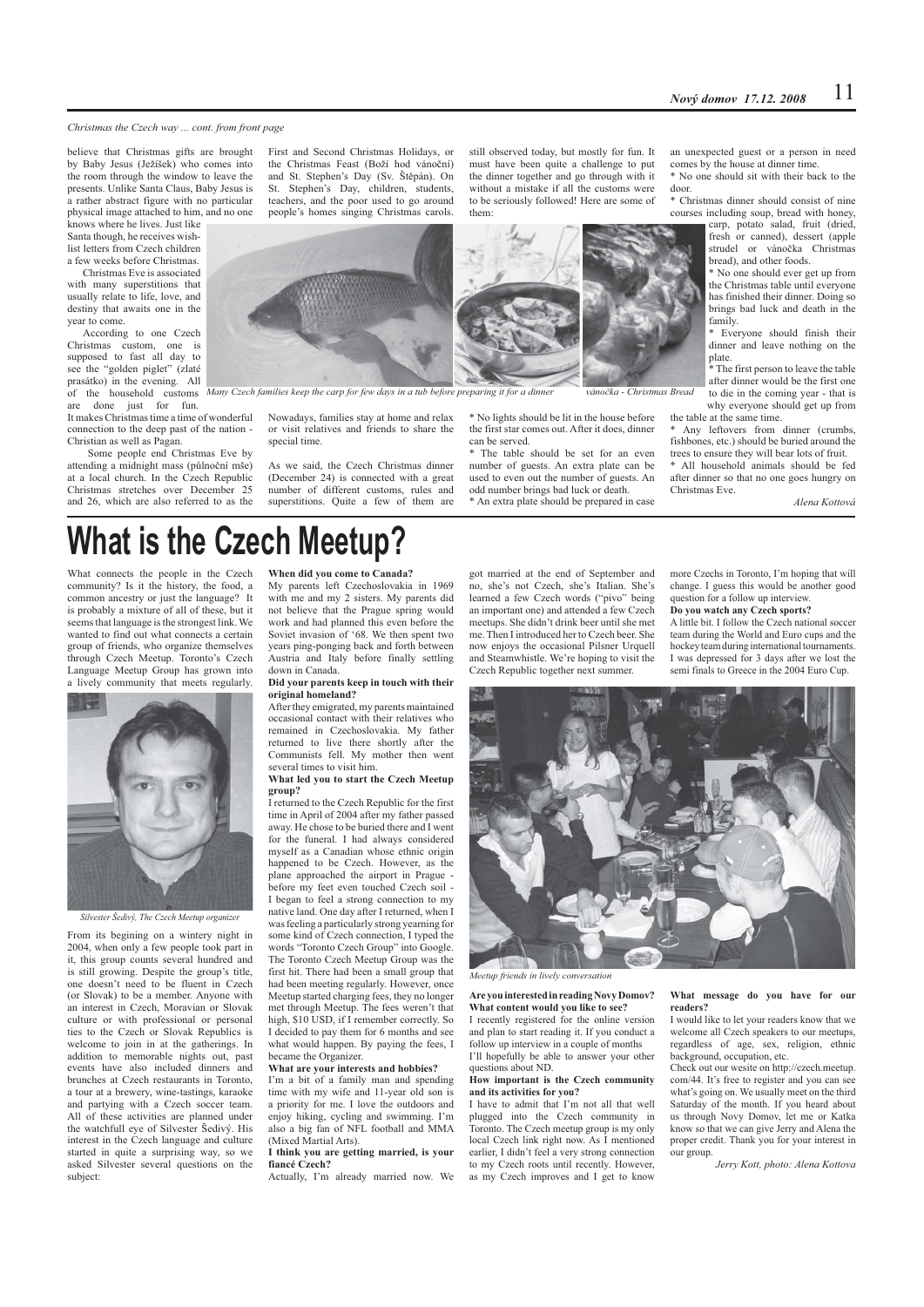*Christmas the Czech way ... cont. from front page*

believe that Christmas gifts are brought by Baby Jesus (Ježíšek) who comes into the room through the window to leave the presents. Unlike Santa Claus, Baby Jesus is a rather abstract figure with no particular physical image attached to him, and no one knows where he lives. Just like Santa though, he receives wish-list letters from Czech children a few weeks before Christmas.

Christmas Eve is associated with many superstitions that usually relate to life, love, and destiny that awaits one in the year to come.

According to one Czech Christmas custom, one is supposed to fast all day to see the "golden piglet" (zlaté prasátko) in the evening. All of the household customs are done just for fun. It makes Christmas time a time of wonderful connection to the deep past of the nation - Christian as well as Pagan.

Some people end Christmas Eve by attending a midnight mass (půlnoční mše) at a local church. In the Czech Republic Christmas stretches over December 25 and 26, which are also referred to as the First and Second Christmas Holidays, or the Christmas Feast (Boží hod vánoční) and St. Stephen's Day (Sv. Štěpán). On St. Stephen's Day, children, students, teachers, and the poor used to go around people's homes singing Christmas carols.

Nowadays, families stay at home and relax or visit relatives and friends to share the special time.

As we said, the Czech Christmas dinner (December 24) is connected with a great number of different customs, rules and superstitions. Quite a few of them are still observed today, but mostly for fun. It must have been quite a challenge to put the dinner together and go through with it without a mistake if all the customs were to be seriously followed! Here are some of them:

*Many Czech families keep the carp for few days in a tub before preparing it for a dinner*

*vánočka - Christmas Bread*

* No lights should be lit in the house before the first star comes out. After it does, dinner can be served.
* The table should be set for an even number of guests. An extra plate can be used to even out the number of guests. An odd number brings bad luck or death.
* An extra plate should be prepared in case an unexpected guest or a person in need comes by the house at dinner time.
* No one should sit with their back to the door.
* Christmas dinner should consist of nine courses including soup, bread with honey, carp, potato salad, fruit (dried, fresh or canned), dessert (apple strudel or vánočka Christmas bread), and other foods.
* No one should ever get up from the Christmas table until everyone has finished their dinner. Doing so brings bad luck and death in the family.
* Everyone should finish their dinner and leave nothing on the plate.
* The first person to leave the table after dinner would be the first one to die in the coming year - that is why everyone should get up from the table at the same time.
* Any leftovers from dinner (crumbs, fishbones, etc.) should be buried around the trees to ensure they will bear lots of fruit.
* All household animals should be fed after dinner so that no one goes hungry on Christmas Eve.

*Alena Kottová*

# What is the Czech Meetup?

What connects the people in the Czech community? Is it the history, the food, a common ancestry or just the language? It is probably a mixture of all of these, but it seems that language is the strongest link. We wanted to find out what connects a certain group of friends, who organize themselves through Czech Meetup. Toronto's Czech Language Meetup Group has grown into a lively community that meets regularly.

*Silvester Šedivý, The Czech Meetup organizer*

From its begining on a wintery night in 2004, when only a few people took part in it, this group counts several hundred and is still growing. Despite the group's title, one doesn't need to be fluent in Czech (or Slovak) to be a member. Anyone with an interest in Czech, Moravian or Slovak culture or with professional or personal ties to the Czech or Slovak Republics is welcome to join in at the gatherings. In addition to memorable nights out, past events have also included dinners and brunches at Czech restaurants in Toronto, a tour at a brewery, wine-tastings, karaoke and partying with a Czech soccer team. All of these activities are planned under the watchfull eye of Silvester Šedivý. His interest in the Czech language and culture started in quite a surprising way, so we asked Silvester several questions on the subject:

**When did you come to Canada?**

My parents left Czechoslovakia in 1969 with me and my 2 sisters. My parents did not believe that the Prague spring would work and had planned this even before the Soviet invasion of '68. We then spent two years ping-ponging back and forth between Austria and Italy before finally settling down in Canada.

**Did your parents keep in touch with their original homeland?**

After they emigrated, my parents maintained occasional contact with their relatives who remained in Czechoslovakia. My father returned to live there shortly after the Communists fell. My mother then went several times to visit him.

**What led you to start the Czech Meetup group?**

I returned to the Czech Republic for the first time in April of 2004 after my father passed away. He chose to be buried there and I went for the funeral. I had always considered myself as a Canadian whose ethnic origin happened to be Czech. However, as the plane approached the airport in Prague - before my feet even touched Czech soil - I began to feel a strong connection to my native land. One day after I returned, when I was feeling a particularly strong yearning for some kind of Czech connection, I typed the words "Toronto Czech Group" into Google. The Toronto Czech Meetup Group was the first hit. There had been a small group that had been meeting regularly. However, once Meetup started charging fees, they no longer met through Meetup. The fees weren't that high, $10 USD, if I remember correctly. So I decided to pay them for 6 months and see what would happen. By paying the fees, I became the Organizer.

**What are your interests and hobbies?**

I'm a bit of a family man and spending time with my wife and 11-year old son is a priority for me. I love the outdoors and enjoy hiking, cycling and swimming. I'm also a big fan of NFL football and MMA (Mixed Martial Arts).

**I think you are getting married, is your fiancé Czech?**

Actually, I'm already married now. We got married at the end of September and no, she's not Czech, she's Italian. She's learned a few Czech words ("pivo" being an important one) and attended a few Czech meetups. She didn't drink beer until she met me. Then I introduced her to Czech beer. She now enjoys the occasional Pilsner Urquell and Steamwhistle. We're hoping to visit the Czech Republic together next summer.

*Meetup friends in lively conversation*

**Are you interested in reading Novy Domov? What content would you like to see?**

I recently registered for the online version and plan to start reading it. If you conduct a follow up interview in a couple of months I'll hopefully be able to answer your other questions about ND.

**How important is the Czech community and its activities for you?**

I have to admit that I'm not all that well plugged into the Czech community in Toronto. The Czech meetup group is my only local Czech link right now. As I mentioned earlier, I didn't feel a very strong connection to my Czech roots until recently. However, as my Czech improves and I get to know more Czechs in Toronto, I'm hoping that will change. I guess this would be another good question for a follow up interview.

**Do you watch any Czech sports?**

A little bit. I follow the Czech national soccer team during the World and Euro cups and the hockey team during international tournaments. I was depressed for 3 days after we lost the semi finals to Greece in the 2004 Euro Cup.

**What message do you have for our readers?**

I would like to let your readers know that we welcome all Czech speakers to our meetups, regardless of age, sex, religion, ethnic background, occupation, etc.

Check out our wesite on http://czech.meetup.com/44. It's free to register and you can see what's going on. We usually meet on the third Saturday of the month. If you heard about us through Novy Domov, let me or Katka know so that we can give Jerry and Alena the proper credit. Thank you for your interest in our group.

*Jerry Kott, photo: Alena Kottova*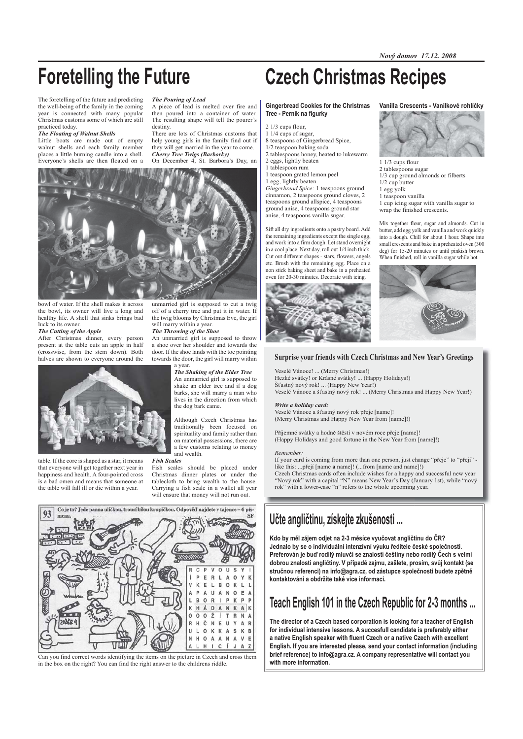# Foretelling the Future

The foretelling of the future and predicting the well-being of the family in the coming year is connected with many popular Christmas customs some of which are still practiced today.

***The Floating of Walnut Shells***

Little boats are made out of empty walnut shells and each family member places a little burning candle into a shell. Everyone's shells are then floated on a bowl of water. If the shell makes it across the bowl, its owner will live a long and healthy life. A shell that sinks brings bad luck to its owner.

***The Cutting of the Apple***

After Christmas dinner, every person present at the table cuts an apple in half (crosswise, from the stem down). Both halves are shown to everyone around the table. If the core is shaped as a star, it means that everyone will get together next year in happiness and health. A four-pointed cross is a bad omen and means that someone at the table will fall ill or die within a year.

***The Pouring of Lead***

A piece of lead is melted over fire and then poured into a container of water. The resulting shape will tell the pourer's destiny.

There are lots of Christmas customs that help young girls in the family find out if they will get married in the year to come.

***Cherry Tree Twigs (Barborky)***

On December 4, St. Barbora's Day, an unmarried girl is supposed to cut a twig off of a cherry tree and put it in water. If the twig blooms by Christmas Eve, the girl will marry within a year.

***The Throwing of the Shoe***

An unmarried girl is supposed to throw a shoe over her shoulder and towards the door. If the shoe lands with the toe pointing towards the door, the girl will marry within a year.

***The Shaking of the Elder Tree***

An unmarried girl is supposed to shake an elder tree and if a dog barks, she will marry a man who lives in the direction from which the dog bark came.

Although Czech Christmas has traditionally been focused on spirituality and family rather than on material possessions, there are a few customs relating to money and wealth.

***Fish Scales***

Fish scales should be placed under Christmas dinner plates or under the tablecloth to bring wealth to the house. Carrying a fish scale in a wallet all year will ensure that money will not run out.

Co je to? Jede panna uličkou, trousí bílou krupičkou. Odpověď najdete v tajence – 4 písmena.

| | | | | | | | | |
|---|---|---|---|---|---|---|---|---|
| R | C | P | V | O | U | S | Y | I |
| Í | P | E | R | L | A | O | Y | K |
| V | K | E | L | B | O | K | L | L |
| A | P | A | U | A | N | O | E | A |
| L | B | O | R | I | P | K | P | P |
| K | H | Á | D | A | N | K | A | K |
| O | O | O | Ž | Í | T | R | N | A |
| R | H | Č | N | E | U | Y | A | R |
| U | L | O | K | K | A | S | K | B |
| N | H | O | A | A | N | A | V | E |
| A | L | H | I | C | Í | J | A | Z |

Can you find correct words identifying the items on the picture in Czech and cross them in the box on the right? You can find the right answer to the childrens riddle.

# Czech Christmas Recipes

### Gingerbread Cookies for the Christmas Tree - Perník na figurky

2 1/3 cups flour,
1 1/4 cups of sugar,
8 teaspoons of Gingerbread Spice,
1/2 teaspoon baking soda
2 tablespoons honey, heated to lukewarm
2 eggs, lightly beaten
1 tablespoon rum
1 teaspoon grated lemon peel
1 egg, lightly beaten

*Gingerbread Spice:* 1 teaspoons ground cinnamon, 2 teaspoons ground cloves, 2 teaspoons ground allspice, 4 teaspoons ground anise, 4 teaspoons ground star anise, 4 teaspoons vanilla sugar.

Sift all dry ingredients onto a pastry board. Add the remaining ingredients except the single egg, and work into a firm dough. Let stand overnight in a cool place. Next day, roll out 1/4 inch thick. Cut out different shapes - stars, flowers, angels etc. Brush with the remaining egg. Place on a non stick baking sheet and bake in a preheated oven for 20-30 minutes. Decorate with icing.

### Vanilla Crescents - Vanilkové rohlíčky

1 1/3 cups flour
2 tablespoons sugar
1/3 cup ground almonds or filberts
1/2 cup butter
1 egg yolk
1 teaspoon vanilla
1 cup icing sugar with vanilla sugar to wrap the finished crescents.

Mix together flour, sugar and almonds. Cut in butter, add egg yolk and vanilla and work quickly into a dough. Chill for about 1 hour. Shape into small crescents and bake in a preheated oven (300 deg) for 15-20 minutes or until pinkish brown. When finished, roll in vanilla sugar while hot.

### Surprise your friends with Czech Christmas and New Year's Greetings

Veselé Vánoce! ... (Merry Christmas!)
Hezké svátky! or Krásné svátky! ... (Happy Holidays!)
Šťastný nový rok! ... (Happy New Year!)
Veselé Vánoce a šťastný nový rok! ... (Merry Christmas and Happy New Year!)

***Write a holiday card:***

Veselé Vánoce a šťastný nový rok přeje [name]!
(Merry Christmas and Happy New Year from [name]!)

Příjemné svátky a hodně štěstí v novém roce přeje [name]!
(Happy Holidays and good fortune in the New Year from [name]!)

*Remember:*

If your card is coming from more than one person, just change "přeje" to "přejí" - like this: ...přejí [name **a** name]! (...from [name and name]!)
Czech Christmas cards often include wishes for a happy and successful new year "Nový rok" with a capital "N" means New Year's Day (January 1st), while "nový rok" with a lower-case "n" refers to the whole upcoming year.

## Učte angličtinu, získejte zkušenosti ...

**Kdo by měl zájem odjet na 2-3 měsíce vyučovat angličtinu do ČR? Jednalo by se o individuální intenzívní výuku ředitele české společnosti. Preferován je buď rodilý mluvčí se znalostí češtiny nebo rodilý Čech s velmi dobrou znalostí angličtiny. V případě zajmu, zašlete, prosím, svůj kontakt (se stručnou referencí) na info@agra.cz, od zástupce společnosti budete zpětně kontaktováni a obdržíte také více informací.**

## Teach English 101 in the Czech Republic for 2-3 months ...

**The director of a Czech based corporation is looking for a teacher of English for individual intensive lessons. A succesfull candidate is preferably either a native English speaker with fluent Czech or a native Czech with excellent English. If you are interested please, send your contact information (including brief reference) to info@agra.cz. A company representative will contact you with more information.**